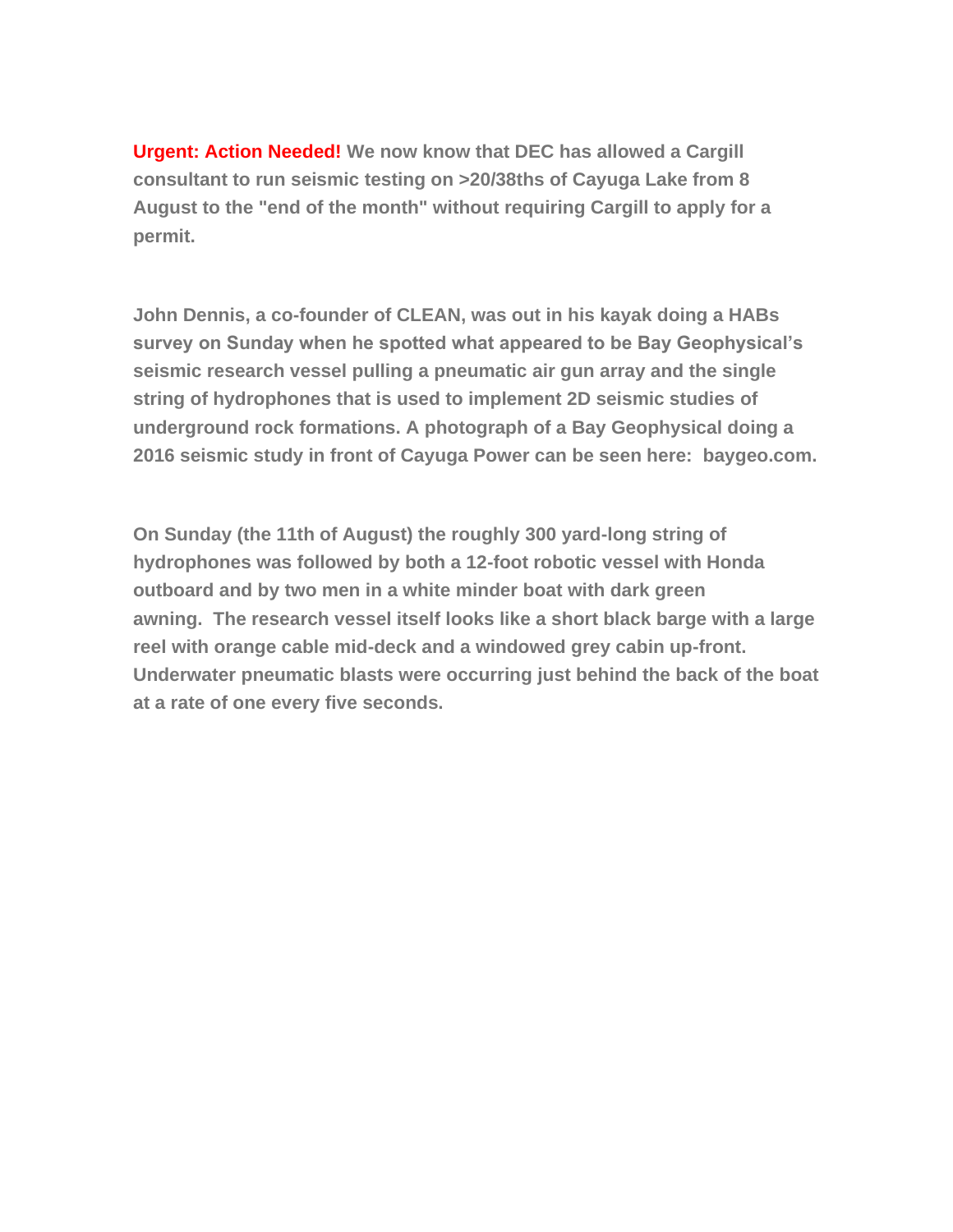**Urgent: Action Needed!** **We now know that DEC has allowed a Cargill consultant to run seismic testing on >20/38ths of Cayuga Lake from 8 August to the "end of the month" without requiring Cargill to apply for a permit.**

**John Dennis, a co-founder of CLEAN, was out in his kayak doing a HABs survey on Sunday when he spotted what appeared to be Bay Geophysical's seismic research vessel pulling a pneumatic air gun array and the single string of hydrophones that is used to implement 2D seismic studies of underground rock formations. A photograph of a Bay Geophysical doing a 2016 seismic study in front of Cayuga Power can be seen here: baygeo.com.**

**On Sunday (the 11th of August) the roughly 300 yard-long string of hydrophones was followed by both a 12-foot robotic vessel with Honda outboard and by two men in a white minder boat with dark green awning. The research vessel itself looks like a short black barge with a large reel with orange cable mid-deck and a windowed grey cabin up-front. Underwater pneumatic blasts were occurring just behind the back of the boat at a rate of one every five seconds.**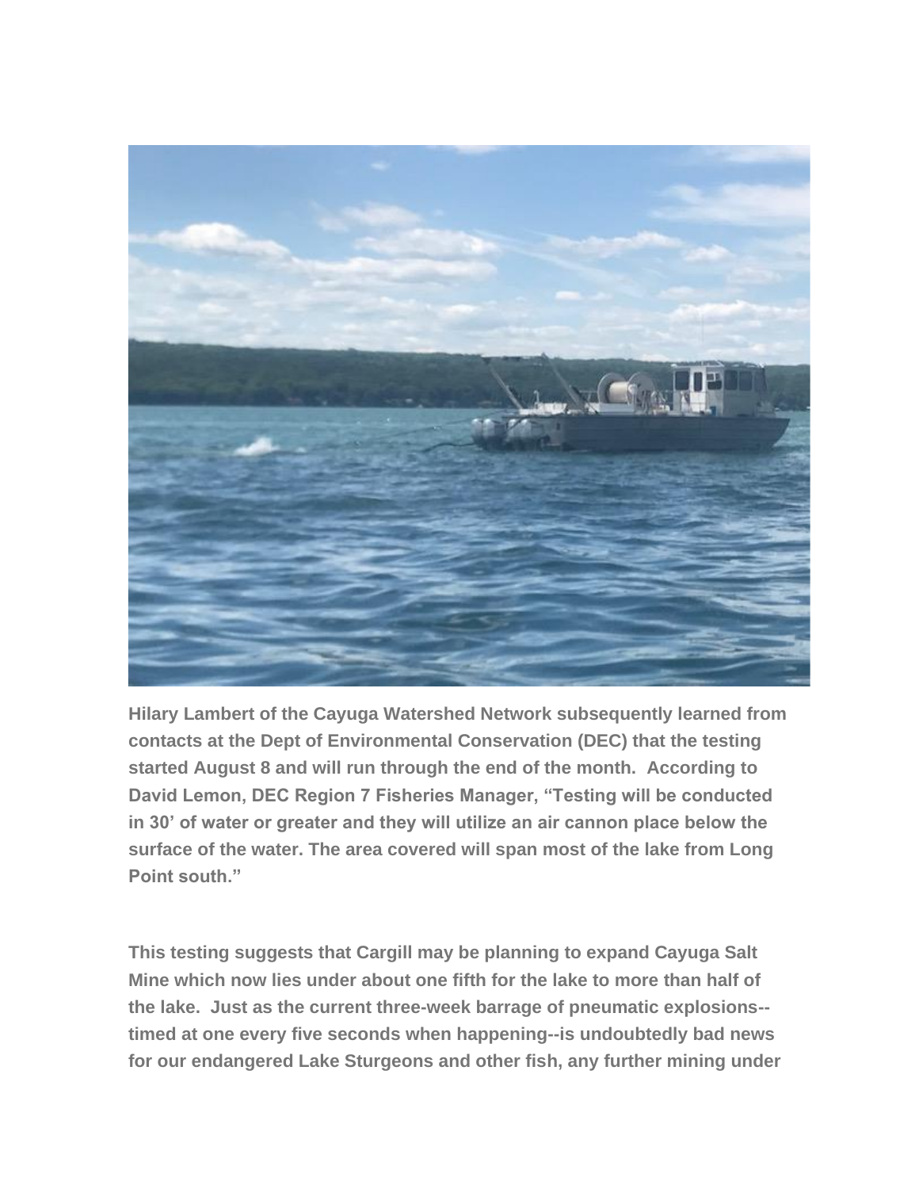**Hilary Lambert of the Cayuga Watershed Network subsequently learned from contacts at the Dept of Environmental Conservation (DEC) that the testing started August 8 and will run through the end of the month.  According to David Lemon, DEC Region 7 Fisheries Manager, "Testing will be conducted in 30' of water or greater and they will utilize an air cannon place below the surface of the water. The area covered will span most of the lake from Long Point south."**

**This testing suggests that Cargill may be planning to expand Cayuga Salt Mine which now lies under about one fifth for the lake to more than half of the lake.  Just as the current three-week barrage of pneumatic explosions--timed at one every five seconds when happening--is undoubtedly bad news for our endangered Lake Sturgeons and other fish, any further mining under**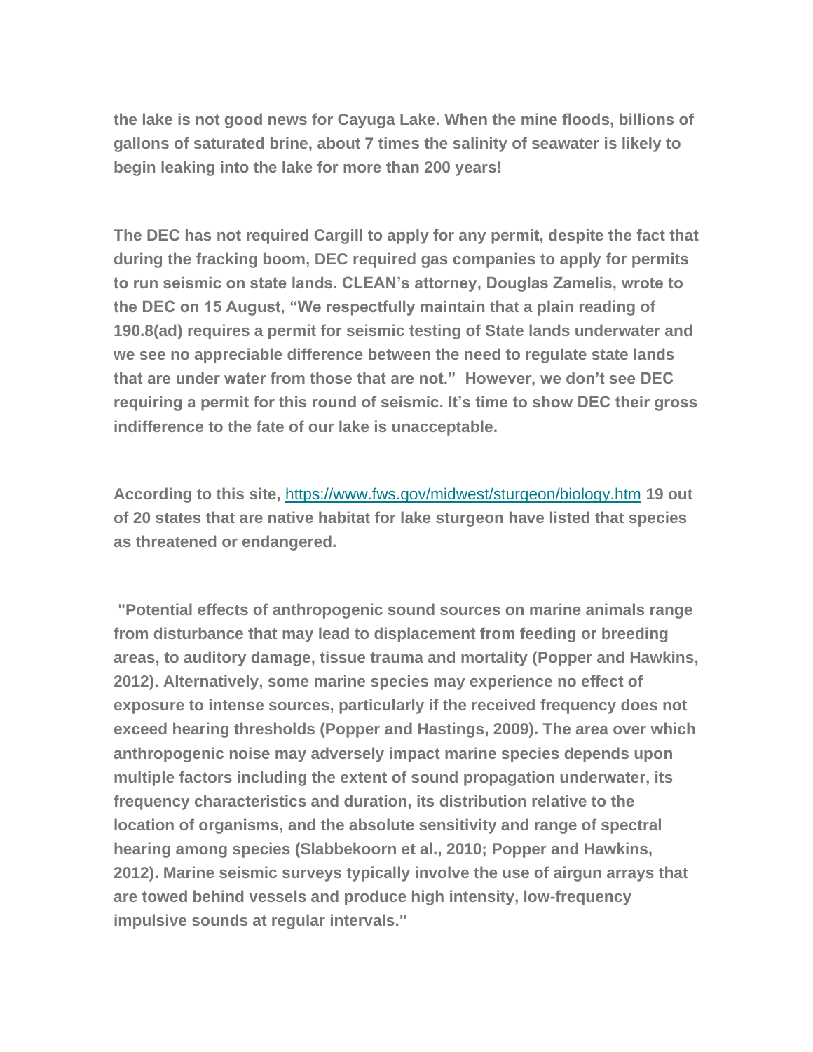**the lake is not good news for Cayuga Lake. When the mine floods, billions of gallons of saturated brine, about 7 times the salinity of seawater is likely to begin leaking into the lake for more than 200 years!**

**The DEC has not required Cargill to apply for any permit, despite the fact that during the fracking boom, DEC required gas companies to apply for permits to run seismic on state lands. CLEAN's attorney, Douglas Zamelis, wrote to the DEC on 15 August, "We respectfully maintain that a plain reading of 190.8(ad) requires a permit for seismic testing of State lands underwater and we see no appreciable difference between the need to regulate state lands that are under water from those that are not." However, we don't see DEC requiring a permit for this round of seismic. It's time to show DEC their gross indifference to the fate of our lake is unacceptable.**

**According to this site,** https://www.fws.gov/midwest/sturgeon/biology.htm **19 out of 20 states that are native habitat for lake sturgeon have listed that species as threatened or endangered.**

**"Potential effects of anthropogenic sound sources on marine animals range from disturbance that may lead to displacement from feeding or breeding areas, to auditory damage, tissue trauma and mortality (Popper and Hawkins, 2012). Alternatively, some marine species may experience no effect of exposure to intense sources, particularly if the received frequency does not exceed hearing thresholds (Popper and Hastings, 2009). The area over which anthropogenic noise may adversely impact marine species depends upon multiple factors including the extent of sound propagation underwater, its frequency characteristics and duration, its distribution relative to the location of organisms, and the absolute sensitivity and range of spectral hearing among species (Slabbekoorn et al., 2010; Popper and Hawkins, 2012). Marine seismic surveys typically involve the use of airgun arrays that are towed behind vessels and produce high intensity, low-frequency impulsive sounds at regular intervals."**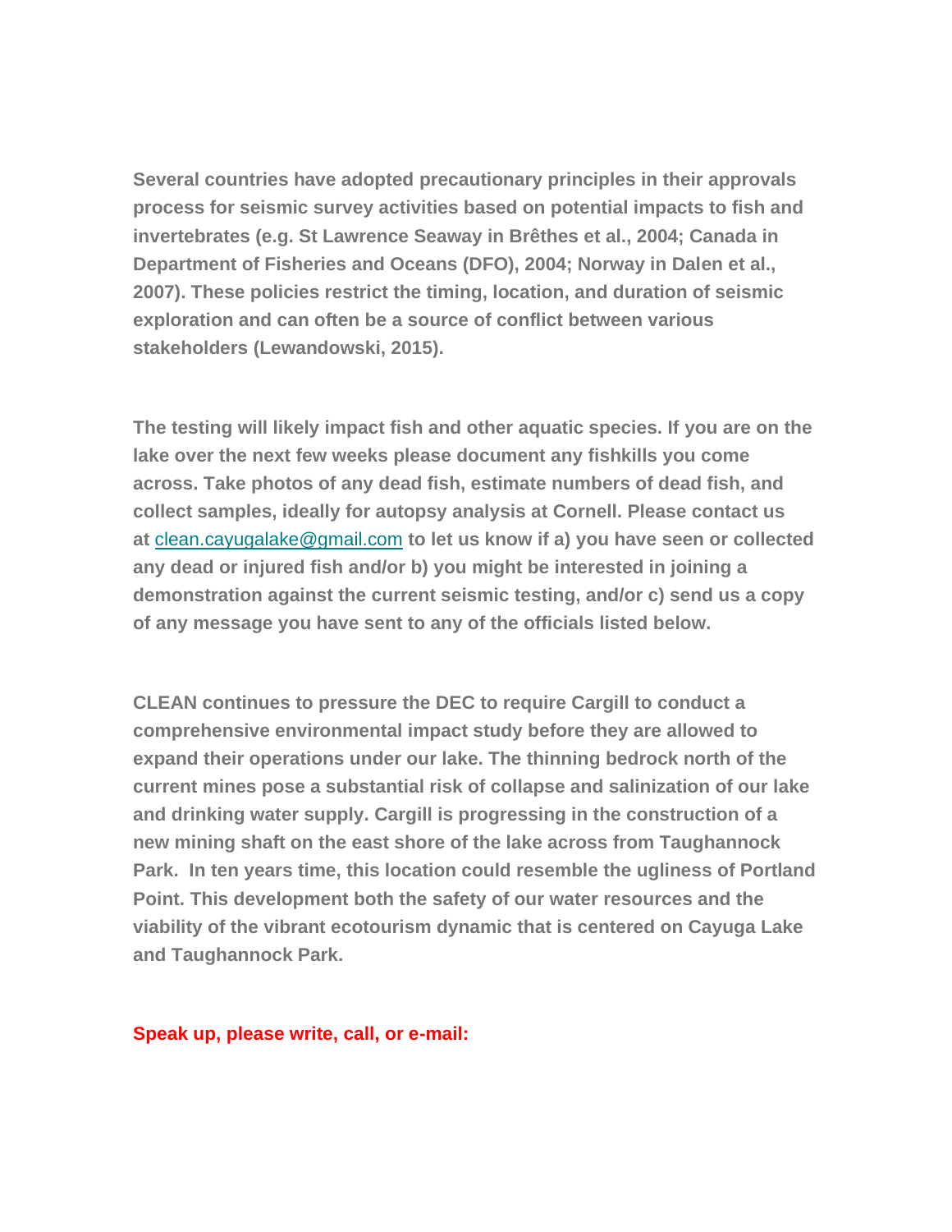**Several countries have adopted precautionary principles in their approvals process for seismic survey activities based on potential impacts to fish and invertebrates (e.g. St Lawrence Seaway in Brêthes et al., 2004; Canada in Department of Fisheries and Oceans (DFO), 2004; Norway in Dalen et al., 2007). These policies restrict the timing, location, and duration of seismic exploration and can often be a source of conflict between various stakeholders (Lewandowski, 2015).**

**The testing will likely impact fish and other aquatic species. If you are on the lake over the next few weeks please document any fishkills you come across. Take photos of any dead fish, estimate numbers of dead fish, and collect samples, ideally for autopsy analysis at Cornell. Please contact us at** clean.cayugalake@gmail.com **to let us know if a) you have seen or collected any dead or injured fish and/or b) you might be interested in joining a demonstration against the current seismic testing, and/or c) send us a copy of any message you have sent to any of the officials listed below.**

**CLEAN continues to pressure the DEC to require Cargill to conduct a comprehensive environmental impact study before they are allowed to expand their operations under our lake. The thinning bedrock north of the current mines pose a substantial risk of collapse and salinization of our lake and drinking water supply. Cargill is progressing in the construction of a new mining shaft on the east shore of the lake across from Taughannock Park. In ten years time, this location could resemble the ugliness of Portland Point. This development both the safety of our water resources and the viability of the vibrant ecotourism dynamic that is centered on Cayuga Lake and Taughannock Park.**

**Speak up, please write, call, or e-mail:**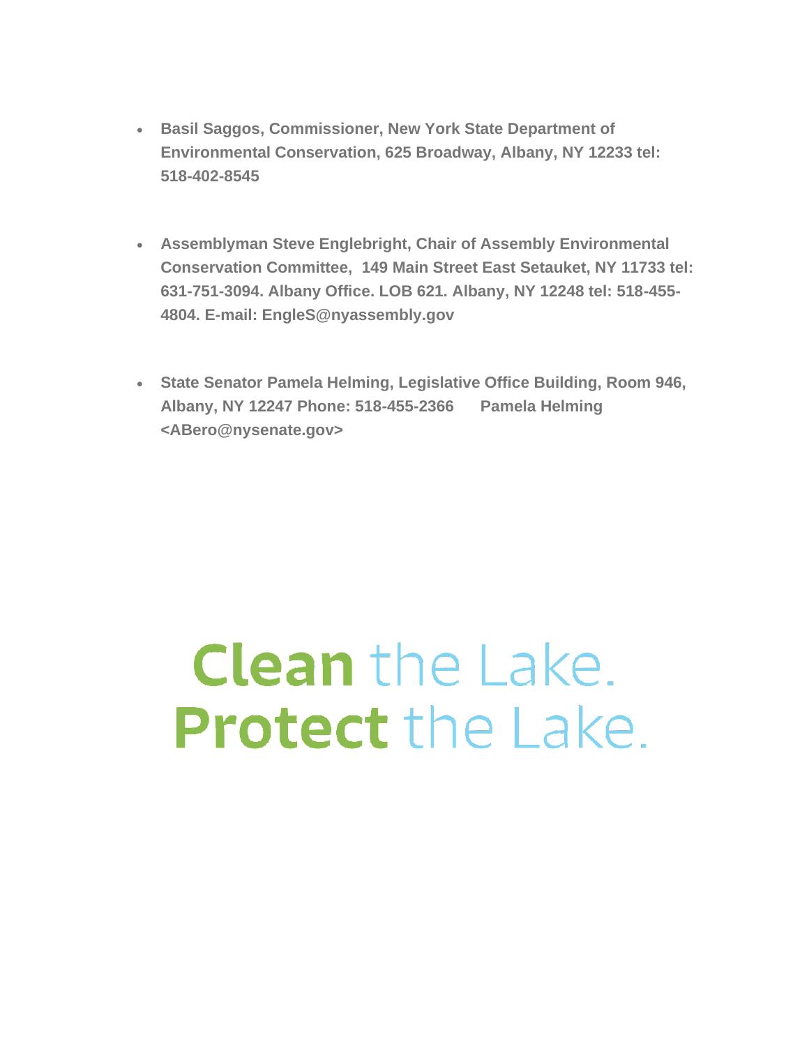- **Basil Saggos, Commissioner, New York State Department of Environmental Conservation, 625 Broadway, Albany, NY 12233 tel: 518-402-8545**

- **Assemblyman Steve Englebright, Chair of Assembly Environmental Conservation Committee, 149 Main Street East Setauket, NY 11733 tel: 631-751-3094. Albany Office. LOB 621. Albany, NY 12248 tel: 518-455-4804. E-mail: EngleS@nyassembly.gov**

- **State Senator Pamela Helming, Legislative Office Building, Room 946, Albany, NY 12247 Phone: 518-455-2366 Pamela Helming <ABero@nysenate.gov>**

**Clean** the Lake.
**Protect** the Lake.